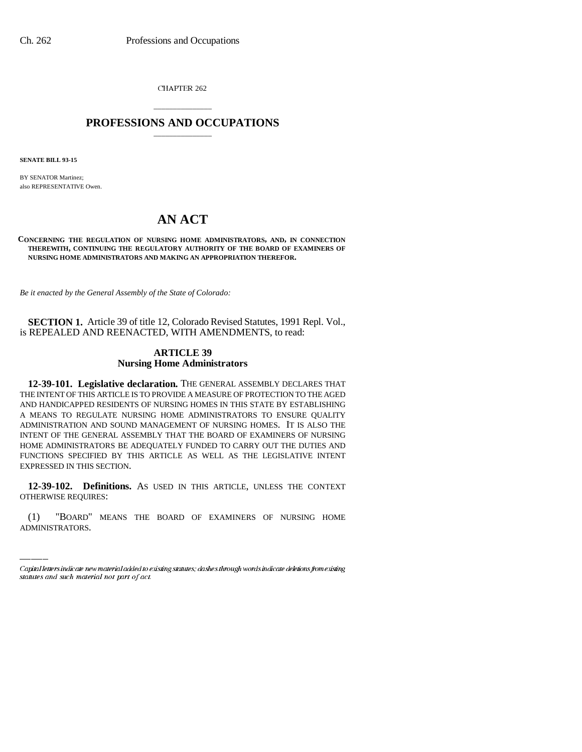CHAPTER 262

# PROFESSIONS AND OCCUPATIONS

**SENATE BILL 93-15**

BY SENATOR Martinez;
also REPRESENTATIVE Owen.

# AN ACT

**CONCERNING THE REGULATION OF NURSING HOME ADMINISTRATORS, AND, IN CONNECTION THEREWITH, CONTINUING THE REGULATORY AUTHORITY OF THE BOARD OF EXAMINERS OF NURSING HOME ADMINISTRATORS AND MAKING AN APPROPRIATION THEREFOR.**

*Be it enacted by the General Assembly of the State of Colorado:*

**SECTION 1.** Article 39 of title 12, Colorado Revised Statutes, 1991 Repl. Vol., is REPEALED AND REENACTED, WITH AMENDMENTS, to read:

## ARTICLE 39
## Nursing Home Administrators

**12-39-101. Legislative declaration.** THE GENERAL ASSEMBLY DECLARES THAT THE INTENT OF THIS ARTICLE IS TO PROVIDE A MEASURE OF PROTECTION TO THE AGED AND HANDICAPPED RESIDENTS OF NURSING HOMES IN THIS STATE BY ESTABLISHING A MEANS TO REGULATE NURSING HOME ADMINISTRATORS TO ENSURE QUALITY ADMINISTRATION AND SOUND MANAGEMENT OF NURSING HOMES. IT IS ALSO THE INTENT OF THE GENERAL ASSEMBLY THAT THE BOARD OF EXAMINERS OF NURSING HOME ADMINISTRATORS BE ADEQUATELY FUNDED TO CARRY OUT THE DUTIES AND FUNCTIONS SPECIFIED BY THIS ARTICLE AS WELL AS THE LEGISLATIVE INTENT EXPRESSED IN THIS SECTION.

**12-39-102. Definitions.** AS USED IN THIS ARTICLE, UNLESS THE CONTEXT OTHERWISE REQUIRES:

(1) "BOARD" MEANS THE BOARD OF EXAMINERS OF NURSING HOME ADMINISTRATORS.

Capital letters indicate new material added to existing statutes; dashes through words indicate deletions from existing statutes and such material not part of act.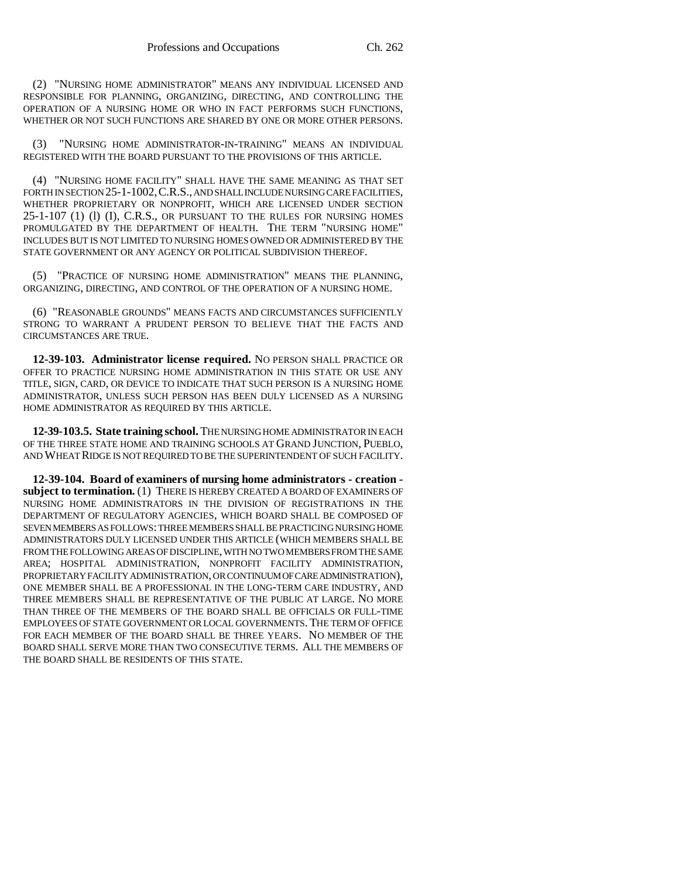(2) "NURSING HOME ADMINISTRATOR" MEANS ANY INDIVIDUAL LICENSED AND RESPONSIBLE FOR PLANNING, ORGANIZING, DIRECTING, AND CONTROLLING THE OPERATION OF A NURSING HOME OR WHO IN FACT PERFORMS SUCH FUNCTIONS, WHETHER OR NOT SUCH FUNCTIONS ARE SHARED BY ONE OR MORE OTHER PERSONS.

(3) "NURSING HOME ADMINISTRATOR-IN-TRAINING" MEANS AN INDIVIDUAL REGISTERED WITH THE BOARD PURSUANT TO THE PROVISIONS OF THIS ARTICLE.

(4) "NURSING HOME FACILITY" SHALL HAVE THE SAME MEANING AS THAT SET FORTH IN SECTION 25-1-1002, C.R.S., AND SHALL INCLUDE NURSING CARE FACILITIES, WHETHER PROPRIETARY OR NONPROFIT, WHICH ARE LICENSED UNDER SECTION 25-1-107 (1) (l) (I), C.R.S., OR PURSUANT TO THE RULES FOR NURSING HOMES PROMULGATED BY THE DEPARTMENT OF HEALTH. THE TERM "NURSING HOME" INCLUDES BUT IS NOT LIMITED TO NURSING HOMES OWNED OR ADMINISTERED BY THE STATE GOVERNMENT OR ANY AGENCY OR POLITICAL SUBDIVISION THEREOF.

(5) "PRACTICE OF NURSING HOME ADMINISTRATION" MEANS THE PLANNING, ORGANIZING, DIRECTING, AND CONTROL OF THE OPERATION OF A NURSING HOME.

(6) "REASONABLE GROUNDS" MEANS FACTS AND CIRCUMSTANCES SUFFICIENTLY STRONG TO WARRANT A PRUDENT PERSON TO BELIEVE THAT THE FACTS AND CIRCUMSTANCES ARE TRUE.

**12-39-103. Administrator license required.** NO PERSON SHALL PRACTICE OR OFFER TO PRACTICE NURSING HOME ADMINISTRATION IN THIS STATE OR USE ANY TITLE, SIGN, CARD, OR DEVICE TO INDICATE THAT SUCH PERSON IS A NURSING HOME ADMINISTRATOR, UNLESS SUCH PERSON HAS BEEN DULY LICENSED AS A NURSING HOME ADMINISTRATOR AS REQUIRED BY THIS ARTICLE.

**12-39-103.5. State training school.** THE NURSING HOME ADMINISTRATOR IN EACH OF THE THREE STATE HOME AND TRAINING SCHOOLS AT GRAND JUNCTION, PUEBLO, AND WHEAT RIDGE IS NOT REQUIRED TO BE THE SUPERINTENDENT OF SUCH FACILITY.

**12-39-104. Board of examiners of nursing home administrators - creation - subject to termination.** (1) THERE IS HEREBY CREATED A BOARD OF EXAMINERS OF NURSING HOME ADMINISTRATORS IN THE DIVISION OF REGISTRATIONS IN THE DEPARTMENT OF REGULATORY AGENCIES, WHICH BOARD SHALL BE COMPOSED OF SEVEN MEMBERS AS FOLLOWS: THREE MEMBERS SHALL BE PRACTICING NURSING HOME ADMINISTRATORS DULY LICENSED UNDER THIS ARTICLE (WHICH MEMBERS SHALL BE FROM THE FOLLOWING AREAS OF DISCIPLINE, WITH NO TWO MEMBERS FROM THE SAME AREA; HOSPITAL ADMINISTRATION, NONPROFIT FACILITY ADMINISTRATION, PROPRIETARY FACILITY ADMINISTRATION, OR CONTINUUM OF CARE ADMINISTRATION), ONE MEMBER SHALL BE A PROFESSIONAL IN THE LONG-TERM CARE INDUSTRY, AND THREE MEMBERS SHALL BE REPRESENTATIVE OF THE PUBLIC AT LARGE. NO MORE THAN THREE OF THE MEMBERS OF THE BOARD SHALL BE OFFICIALS OR FULL-TIME EMPLOYEES OF STATE GOVERNMENT OR LOCAL GOVERNMENTS. THE TERM OF OFFICE FOR EACH MEMBER OF THE BOARD SHALL BE THREE YEARS. NO MEMBER OF THE BOARD SHALL SERVE MORE THAN TWO CONSECUTIVE TERMS. ALL THE MEMBERS OF THE BOARD SHALL BE RESIDENTS OF THIS STATE.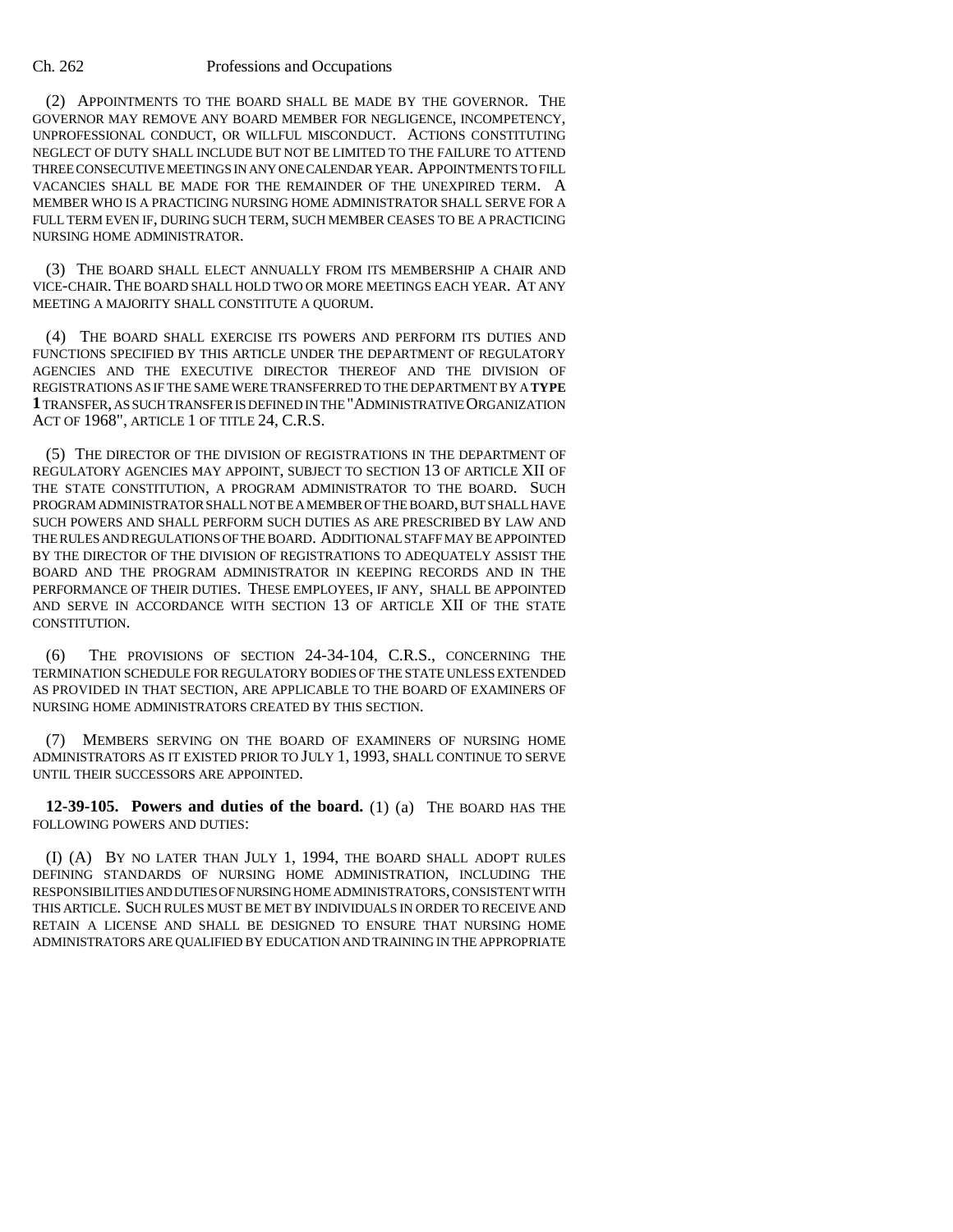(2) APPOINTMENTS TO THE BOARD SHALL BE MADE BY THE GOVERNOR. THE GOVERNOR MAY REMOVE ANY BOARD MEMBER FOR NEGLIGENCE, INCOMPETENCY, UNPROFESSIONAL CONDUCT, OR WILLFUL MISCONDUCT. ACTIONS CONSTITUTING NEGLECT OF DUTY SHALL INCLUDE BUT NOT BE LIMITED TO THE FAILURE TO ATTEND THREE CONSECUTIVE MEETINGS IN ANY ONE CALENDAR YEAR. APPOINTMENTS TO FILL VACANCIES SHALL BE MADE FOR THE REMAINDER OF THE UNEXPIRED TERM. A MEMBER WHO IS A PRACTICING NURSING HOME ADMINISTRATOR SHALL SERVE FOR A FULL TERM EVEN IF, DURING SUCH TERM, SUCH MEMBER CEASES TO BE A PRACTICING NURSING HOME ADMINISTRATOR.

(3) THE BOARD SHALL ELECT ANNUALLY FROM ITS MEMBERSHIP A CHAIR AND VICE-CHAIR. THE BOARD SHALL HOLD TWO OR MORE MEETINGS EACH YEAR. AT ANY MEETING A MAJORITY SHALL CONSTITUTE A QUORUM.

(4) THE BOARD SHALL EXERCISE ITS POWERS AND PERFORM ITS DUTIES AND FUNCTIONS SPECIFIED BY THIS ARTICLE UNDER THE DEPARTMENT OF REGULATORY AGENCIES AND THE EXECUTIVE DIRECTOR THEREOF AND THE DIVISION OF REGISTRATIONS AS IF THE SAME WERE TRANSFERRED TO THE DEPARTMENT BY A **TYPE 1** TRANSFER, AS SUCH TRANSFER IS DEFINED IN THE "ADMINISTRATIVE ORGANIZATION ACT OF 1968", ARTICLE 1 OF TITLE 24, C.R.S.

(5) THE DIRECTOR OF THE DIVISION OF REGISTRATIONS IN THE DEPARTMENT OF REGULATORY AGENCIES MAY APPOINT, SUBJECT TO SECTION 13 OF ARTICLE XII OF THE STATE CONSTITUTION, A PROGRAM ADMINISTRATOR TO THE BOARD. SUCH PROGRAM ADMINISTRATOR SHALL NOT BE A MEMBER OF THE BOARD, BUT SHALL HAVE SUCH POWERS AND SHALL PERFORM SUCH DUTIES AS ARE PRESCRIBED BY LAW AND THE RULES AND REGULATIONS OF THE BOARD. ADDITIONAL STAFF MAY BE APPOINTED BY THE DIRECTOR OF THE DIVISION OF REGISTRATIONS TO ADEQUATELY ASSIST THE BOARD AND THE PROGRAM ADMINISTRATOR IN KEEPING RECORDS AND IN THE PERFORMANCE OF THEIR DUTIES. THESE EMPLOYEES, IF ANY, SHALL BE APPOINTED AND SERVE IN ACCORDANCE WITH SECTION 13 OF ARTICLE XII OF THE STATE CONSTITUTION.

(6) THE PROVISIONS OF SECTION 24-34-104, C.R.S., CONCERNING THE TERMINATION SCHEDULE FOR REGULATORY BODIES OF THE STATE UNLESS EXTENDED AS PROVIDED IN THAT SECTION, ARE APPLICABLE TO THE BOARD OF EXAMINERS OF NURSING HOME ADMINISTRATORS CREATED BY THIS SECTION.

(7) MEMBERS SERVING ON THE BOARD OF EXAMINERS OF NURSING HOME ADMINISTRATORS AS IT EXISTED PRIOR TO JULY 1, 1993, SHALL CONTINUE TO SERVE UNTIL THEIR SUCCESSORS ARE APPOINTED.

**12-39-105. Powers and duties of the board.** (1) (a) THE BOARD HAS THE FOLLOWING POWERS AND DUTIES:

(I) (A) BY NO LATER THAN JULY 1, 1994, THE BOARD SHALL ADOPT RULES DEFINING STANDARDS OF NURSING HOME ADMINISTRATION, INCLUDING THE RESPONSIBILITIES AND DUTIES OF NURSING HOME ADMINISTRATORS, CONSISTENT WITH THIS ARTICLE. SUCH RULES MUST BE MET BY INDIVIDUALS IN ORDER TO RECEIVE AND RETAIN A LICENSE AND SHALL BE DESIGNED TO ENSURE THAT NURSING HOME ADMINISTRATORS ARE QUALIFIED BY EDUCATION AND TRAINING IN THE APPROPRIATE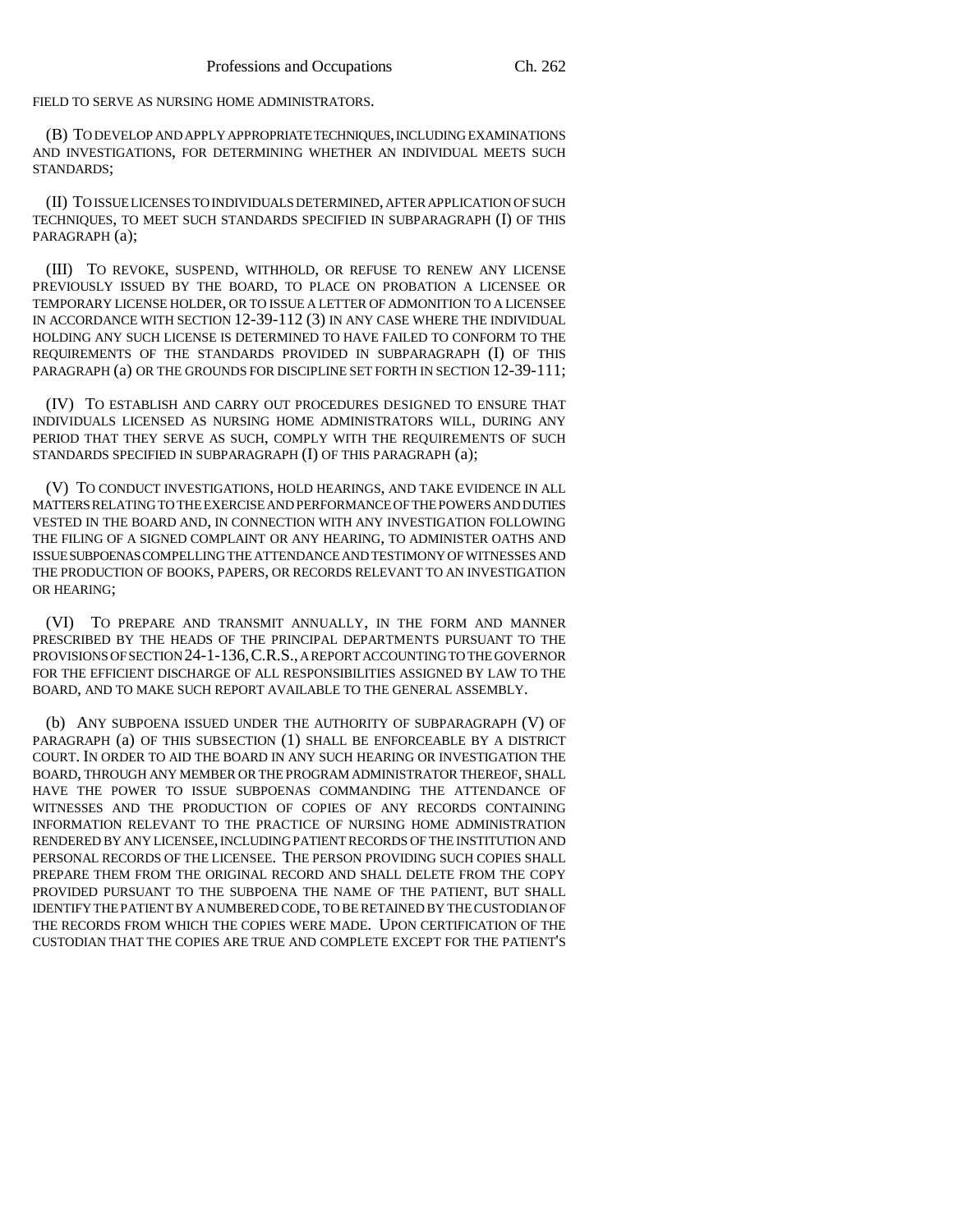FIELD TO SERVE AS NURSING HOME ADMINISTRATORS.

(B) TO DEVELOP AND APPLY APPROPRIATE TECHNIQUES, INCLUDING EXAMINATIONS AND INVESTIGATIONS, FOR DETERMINING WHETHER AN INDIVIDUAL MEETS SUCH STANDARDS;

(II) TO ISSUE LICENSES TO INDIVIDUALS DETERMINED, AFTER APPLICATION OF SUCH TECHNIQUES, TO MEET SUCH STANDARDS SPECIFIED IN SUBPARAGRAPH (I) OF THIS PARAGRAPH (a);

(III) TO REVOKE, SUSPEND, WITHHOLD, OR REFUSE TO RENEW ANY LICENSE PREVIOUSLY ISSUED BY THE BOARD, TO PLACE ON PROBATION A LICENSEE OR TEMPORARY LICENSE HOLDER, OR TO ISSUE A LETTER OF ADMONITION TO A LICENSEE IN ACCORDANCE WITH SECTION 12-39-112 (3) IN ANY CASE WHERE THE INDIVIDUAL HOLDING ANY SUCH LICENSE IS DETERMINED TO HAVE FAILED TO CONFORM TO THE REQUIREMENTS OF THE STANDARDS PROVIDED IN SUBPARAGRAPH (I) OF THIS PARAGRAPH (a) OR THE GROUNDS FOR DISCIPLINE SET FORTH IN SECTION 12-39-111;

(IV) TO ESTABLISH AND CARRY OUT PROCEDURES DESIGNED TO ENSURE THAT INDIVIDUALS LICENSED AS NURSING HOME ADMINISTRATORS WILL, DURING ANY PERIOD THAT THEY SERVE AS SUCH, COMPLY WITH THE REQUIREMENTS OF SUCH STANDARDS SPECIFIED IN SUBPARAGRAPH (I) OF THIS PARAGRAPH (a);

(V) TO CONDUCT INVESTIGATIONS, HOLD HEARINGS, AND TAKE EVIDENCE IN ALL MATTERS RELATING TO THE EXERCISE AND PERFORMANCE OF THE POWERS AND DUTIES VESTED IN THE BOARD AND, IN CONNECTION WITH ANY INVESTIGATION FOLLOWING THE FILING OF A SIGNED COMPLAINT OR ANY HEARING, TO ADMINISTER OATHS AND ISSUE SUBPOENAS COMPELLING THE ATTENDANCE AND TESTIMONY OF WITNESSES AND THE PRODUCTION OF BOOKS, PAPERS, OR RECORDS RELEVANT TO AN INVESTIGATION OR HEARING;

(VI) TO PREPARE AND TRANSMIT ANNUALLY, IN THE FORM AND MANNER PRESCRIBED BY THE HEADS OF THE PRINCIPAL DEPARTMENTS PURSUANT TO THE PROVISIONS OF SECTION 24-1-136, C.R.S., A REPORT ACCOUNTING TO THE GOVERNOR FOR THE EFFICIENT DISCHARGE OF ALL RESPONSIBILITIES ASSIGNED BY LAW TO THE BOARD, AND TO MAKE SUCH REPORT AVAILABLE TO THE GENERAL ASSEMBLY.

(b) ANY SUBPOENA ISSUED UNDER THE AUTHORITY OF SUBPARAGRAPH (V) OF PARAGRAPH (a) OF THIS SUBSECTION (1) SHALL BE ENFORCEABLE BY A DISTRICT COURT. IN ORDER TO AID THE BOARD IN ANY SUCH HEARING OR INVESTIGATION THE BOARD, THROUGH ANY MEMBER OR THE PROGRAM ADMINISTRATOR THEREOF, SHALL HAVE THE POWER TO ISSUE SUBPOENAS COMMANDING THE ATTENDANCE OF WITNESSES AND THE PRODUCTION OF COPIES OF ANY RECORDS CONTAINING INFORMATION RELEVANT TO THE PRACTICE OF NURSING HOME ADMINISTRATION RENDERED BY ANY LICENSEE, INCLUDING PATIENT RECORDS OF THE INSTITUTION AND PERSONAL RECORDS OF THE LICENSEE. THE PERSON PROVIDING SUCH COPIES SHALL PREPARE THEM FROM THE ORIGINAL RECORD AND SHALL DELETE FROM THE COPY PROVIDED PURSUANT TO THE SUBPOENA THE NAME OF THE PATIENT, BUT SHALL IDENTIFY THE PATIENT BY A NUMBERED CODE, TO BE RETAINED BY THE CUSTODIAN OF THE RECORDS FROM WHICH THE COPIES WERE MADE. UPON CERTIFICATION OF THE CUSTODIAN THAT THE COPIES ARE TRUE AND COMPLETE EXCEPT FOR THE PATIENT'S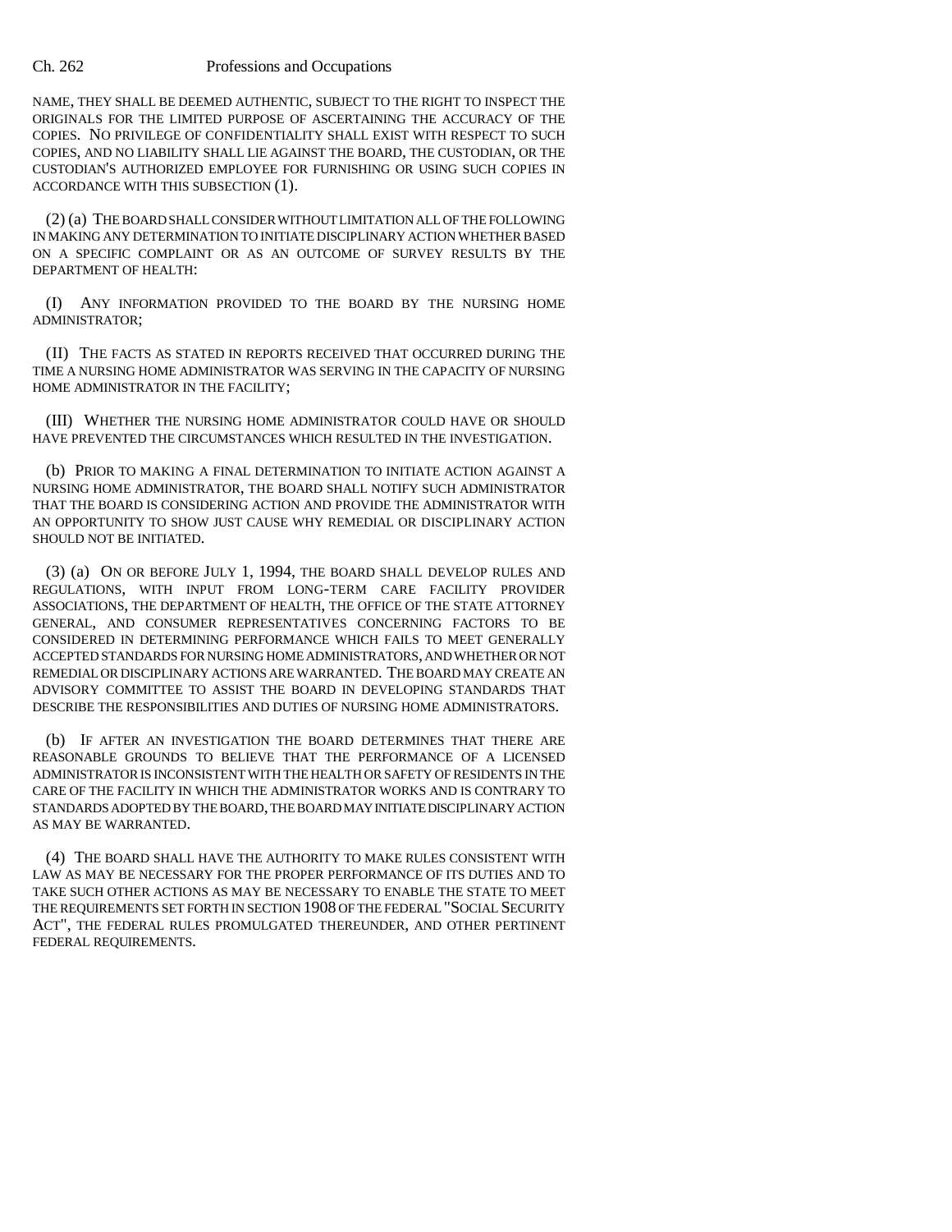NAME, THEY SHALL BE DEEMED AUTHENTIC, SUBJECT TO THE RIGHT TO INSPECT THE ORIGINALS FOR THE LIMITED PURPOSE OF ASCERTAINING THE ACCURACY OF THE COPIES. NO PRIVILEGE OF CONFIDENTIALITY SHALL EXIST WITH RESPECT TO SUCH COPIES, AND NO LIABILITY SHALL LIE AGAINST THE BOARD, THE CUSTODIAN, OR THE CUSTODIAN'S AUTHORIZED EMPLOYEE FOR FURNISHING OR USING SUCH COPIES IN ACCORDANCE WITH THIS SUBSECTION (1).

(2) (a) THE BOARD SHALL CONSIDER WITHOUT LIMITATION ALL OF THE FOLLOWING IN MAKING ANY DETERMINATION TO INITIATE DISCIPLINARY ACTION WHETHER BASED ON A SPECIFIC COMPLAINT OR AS AN OUTCOME OF SURVEY RESULTS BY THE DEPARTMENT OF HEALTH:

(I) ANY INFORMATION PROVIDED TO THE BOARD BY THE NURSING HOME ADMINISTRATOR;

(II) THE FACTS AS STATED IN REPORTS RECEIVED THAT OCCURRED DURING THE TIME A NURSING HOME ADMINISTRATOR WAS SERVING IN THE CAPACITY OF NURSING HOME ADMINISTRATOR IN THE FACILITY;

(III) WHETHER THE NURSING HOME ADMINISTRATOR COULD HAVE OR SHOULD HAVE PREVENTED THE CIRCUMSTANCES WHICH RESULTED IN THE INVESTIGATION.

(b) PRIOR TO MAKING A FINAL DETERMINATION TO INITIATE ACTION AGAINST A NURSING HOME ADMINISTRATOR, THE BOARD SHALL NOTIFY SUCH ADMINISTRATOR THAT THE BOARD IS CONSIDERING ACTION AND PROVIDE THE ADMINISTRATOR WITH AN OPPORTUNITY TO SHOW JUST CAUSE WHY REMEDIAL OR DISCIPLINARY ACTION SHOULD NOT BE INITIATED.

(3) (a) ON OR BEFORE JULY 1, 1994, THE BOARD SHALL DEVELOP RULES AND REGULATIONS, WITH INPUT FROM LONG-TERM CARE FACILITY PROVIDER ASSOCIATIONS, THE DEPARTMENT OF HEALTH, THE OFFICE OF THE STATE ATTORNEY GENERAL, AND CONSUMER REPRESENTATIVES CONCERNING FACTORS TO BE CONSIDERED IN DETERMINING PERFORMANCE WHICH FAILS TO MEET GENERALLY ACCEPTED STANDARDS FOR NURSING HOME ADMINISTRATORS, AND WHETHER OR NOT REMEDIAL OR DISCIPLINARY ACTIONS ARE WARRANTED. THE BOARD MAY CREATE AN ADVISORY COMMITTEE TO ASSIST THE BOARD IN DEVELOPING STANDARDS THAT DESCRIBE THE RESPONSIBILITIES AND DUTIES OF NURSING HOME ADMINISTRATORS.

(b) IF AFTER AN INVESTIGATION THE BOARD DETERMINES THAT THERE ARE REASONABLE GROUNDS TO BELIEVE THAT THE PERFORMANCE OF A LICENSED ADMINISTRATOR IS INCONSISTENT WITH THE HEALTH OR SAFETY OF RESIDENTS IN THE CARE OF THE FACILITY IN WHICH THE ADMINISTRATOR WORKS AND IS CONTRARY TO STANDARDS ADOPTED BY THE BOARD, THE BOARD MAY INITIATE DISCIPLINARY ACTION AS MAY BE WARRANTED.

(4) THE BOARD SHALL HAVE THE AUTHORITY TO MAKE RULES CONSISTENT WITH LAW AS MAY BE NECESSARY FOR THE PROPER PERFORMANCE OF ITS DUTIES AND TO TAKE SUCH OTHER ACTIONS AS MAY BE NECESSARY TO ENABLE THE STATE TO MEET THE REQUIREMENTS SET FORTH IN SECTION 1908 OF THE FEDERAL "SOCIAL SECURITY ACT", THE FEDERAL RULES PROMULGATED THEREUNDER, AND OTHER PERTINENT FEDERAL REQUIREMENTS.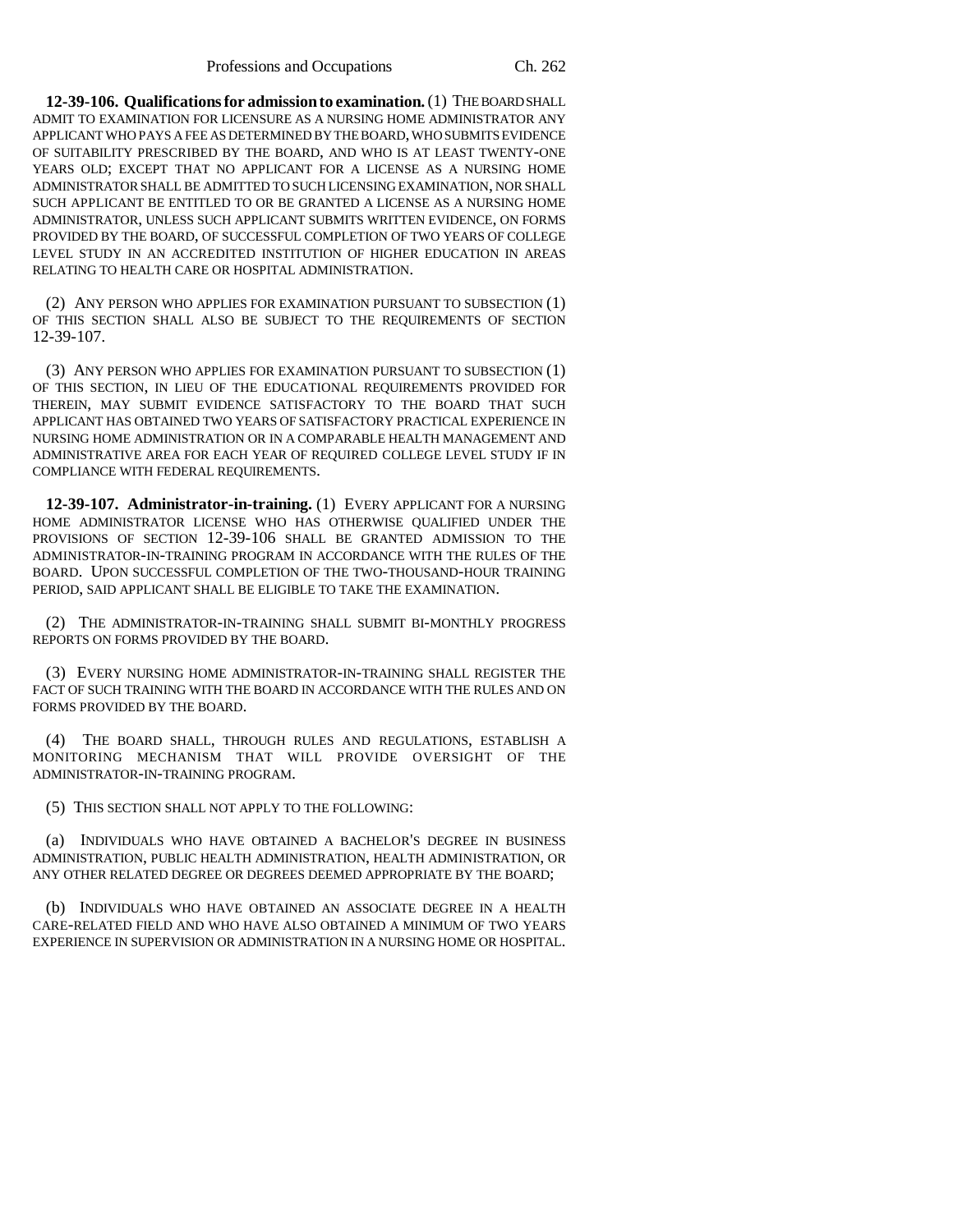**12-39-106. Qualifications for admission to examination.** (1) THE BOARD SHALL ADMIT TO EXAMINATION FOR LICENSURE AS A NURSING HOME ADMINISTRATOR ANY APPLICANT WHO PAYS A FEE AS DETERMINED BY THE BOARD, WHO SUBMITS EVIDENCE OF SUITABILITY PRESCRIBED BY THE BOARD, AND WHO IS AT LEAST TWENTY-ONE YEARS OLD; EXCEPT THAT NO APPLICANT FOR A LICENSE AS A NURSING HOME ADMINISTRATOR SHALL BE ADMITTED TO SUCH LICENSING EXAMINATION, NOR SHALL SUCH APPLICANT BE ENTITLED TO OR BE GRANTED A LICENSE AS A NURSING HOME ADMINISTRATOR, UNLESS SUCH APPLICANT SUBMITS WRITTEN EVIDENCE, ON FORMS PROVIDED BY THE BOARD, OF SUCCESSFUL COMPLETION OF TWO YEARS OF COLLEGE LEVEL STUDY IN AN ACCREDITED INSTITUTION OF HIGHER EDUCATION IN AREAS RELATING TO HEALTH CARE OR HOSPITAL ADMINISTRATION.

(2) ANY PERSON WHO APPLIES FOR EXAMINATION PURSUANT TO SUBSECTION (1) OF THIS SECTION SHALL ALSO BE SUBJECT TO THE REQUIREMENTS OF SECTION 12-39-107.

(3) ANY PERSON WHO APPLIES FOR EXAMINATION PURSUANT TO SUBSECTION (1) OF THIS SECTION, IN LIEU OF THE EDUCATIONAL REQUIREMENTS PROVIDED FOR THEREIN, MAY SUBMIT EVIDENCE SATISFACTORY TO THE BOARD THAT SUCH APPLICANT HAS OBTAINED TWO YEARS OF SATISFACTORY PRACTICAL EXPERIENCE IN NURSING HOME ADMINISTRATION OR IN A COMPARABLE HEALTH MANAGEMENT AND ADMINISTRATIVE AREA FOR EACH YEAR OF REQUIRED COLLEGE LEVEL STUDY IF IN COMPLIANCE WITH FEDERAL REQUIREMENTS.

**12-39-107. Administrator-in-training.** (1) EVERY APPLICANT FOR A NURSING HOME ADMINISTRATOR LICENSE WHO HAS OTHERWISE QUALIFIED UNDER THE PROVISIONS OF SECTION 12-39-106 SHALL BE GRANTED ADMISSION TO THE ADMINISTRATOR-IN-TRAINING PROGRAM IN ACCORDANCE WITH THE RULES OF THE BOARD. UPON SUCCESSFUL COMPLETION OF THE TWO-THOUSAND-HOUR TRAINING PERIOD, SAID APPLICANT SHALL BE ELIGIBLE TO TAKE THE EXAMINATION.

(2) THE ADMINISTRATOR-IN-TRAINING SHALL SUBMIT BI-MONTHLY PROGRESS REPORTS ON FORMS PROVIDED BY THE BOARD.

(3) EVERY NURSING HOME ADMINISTRATOR-IN-TRAINING SHALL REGISTER THE FACT OF SUCH TRAINING WITH THE BOARD IN ACCORDANCE WITH THE RULES AND ON FORMS PROVIDED BY THE BOARD.

(4) THE BOARD SHALL, THROUGH RULES AND REGULATIONS, ESTABLISH A MONITORING MECHANISM THAT WILL PROVIDE OVERSIGHT OF THE ADMINISTRATOR-IN-TRAINING PROGRAM.

(5) THIS SECTION SHALL NOT APPLY TO THE FOLLOWING:

(a) INDIVIDUALS WHO HAVE OBTAINED A BACHELOR'S DEGREE IN BUSINESS ADMINISTRATION, PUBLIC HEALTH ADMINISTRATION, HEALTH ADMINISTRATION, OR ANY OTHER RELATED DEGREE OR DEGREES DEEMED APPROPRIATE BY THE BOARD;

(b) INDIVIDUALS WHO HAVE OBTAINED AN ASSOCIATE DEGREE IN A HEALTH CARE-RELATED FIELD AND WHO HAVE ALSO OBTAINED A MINIMUM OF TWO YEARS EXPERIENCE IN SUPERVISION OR ADMINISTRATION IN A NURSING HOME OR HOSPITAL.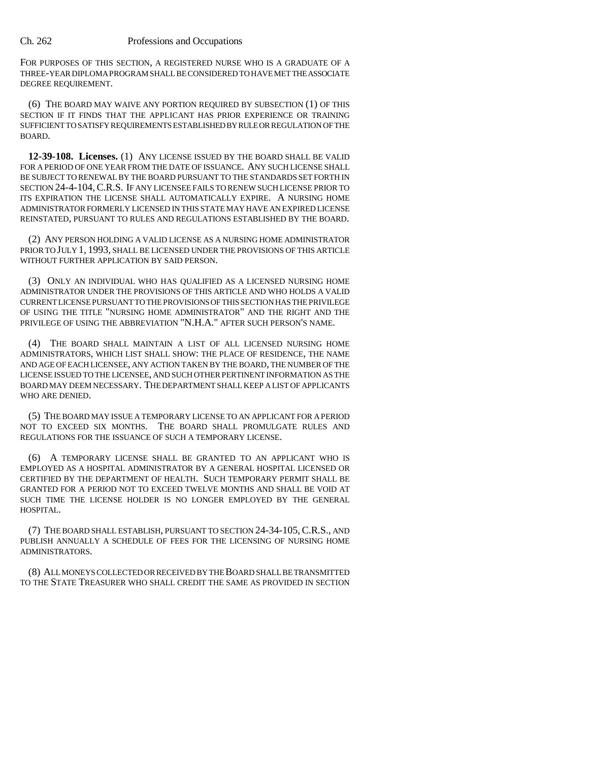FOR PURPOSES OF THIS SECTION, A REGISTERED NURSE WHO IS A GRADUATE OF A THREE-YEAR DIPLOMA PROGRAM SHALL BE CONSIDERED TO HAVE MET THE ASSOCIATE DEGREE REQUIREMENT.

(6) THE BOARD MAY WAIVE ANY PORTION REQUIRED BY SUBSECTION (1) OF THIS SECTION IF IT FINDS THAT THE APPLICANT HAS PRIOR EXPERIENCE OR TRAINING SUFFICIENT TO SATISFY REQUIREMENTS ESTABLISHED BY RULE OR REGULATION OF THE BOARD.

**12-39-108. Licenses.** (1) ANY LICENSE ISSUED BY THE BOARD SHALL BE VALID FOR A PERIOD OF ONE YEAR FROM THE DATE OF ISSUANCE. ANY SUCH LICENSE SHALL BE SUBJECT TO RENEWAL BY THE BOARD PURSUANT TO THE STANDARDS SET FORTH IN SECTION 24-4-104, C.R.S. IF ANY LICENSEE FAILS TO RENEW SUCH LICENSE PRIOR TO ITS EXPIRATION THE LICENSE SHALL AUTOMATICALLY EXPIRE. A NURSING HOME ADMINISTRATOR FORMERLY LICENSED IN THIS STATE MAY HAVE AN EXPIRED LICENSE REINSTATED, PURSUANT TO RULES AND REGULATIONS ESTABLISHED BY THE BOARD.

(2) ANY PERSON HOLDING A VALID LICENSE AS A NURSING HOME ADMINISTRATOR PRIOR TO JULY 1, 1993, SHALL BE LICENSED UNDER THE PROVISIONS OF THIS ARTICLE WITHOUT FURTHER APPLICATION BY SAID PERSON.

(3) ONLY AN INDIVIDUAL WHO HAS QUALIFIED AS A LICENSED NURSING HOME ADMINISTRATOR UNDER THE PROVISIONS OF THIS ARTICLE AND WHO HOLDS A VALID CURRENT LICENSE PURSUANT TO THE PROVISIONS OF THIS SECTION HAS THE PRIVILEGE OF USING THE TITLE "NURSING HOME ADMINISTRATOR" AND THE RIGHT AND THE PRIVILEGE OF USING THE ABBREVIATION "N.H.A." AFTER SUCH PERSON'S NAME.

(4) THE BOARD SHALL MAINTAIN A LIST OF ALL LICENSED NURSING HOME ADMINISTRATORS, WHICH LIST SHALL SHOW: THE PLACE OF RESIDENCE, THE NAME AND AGE OF EACH LICENSEE, ANY ACTION TAKEN BY THE BOARD, THE NUMBER OF THE LICENSE ISSUED TO THE LICENSEE, AND SUCH OTHER PERTINENT INFORMATION AS THE BOARD MAY DEEM NECESSARY. THE DEPARTMENT SHALL KEEP A LIST OF APPLICANTS WHO ARE DENIED.

(5) THE BOARD MAY ISSUE A TEMPORARY LICENSE TO AN APPLICANT FOR A PERIOD NOT TO EXCEED SIX MONTHS. THE BOARD SHALL PROMULGATE RULES AND REGULATIONS FOR THE ISSUANCE OF SUCH A TEMPORARY LICENSE.

(6) A TEMPORARY LICENSE SHALL BE GRANTED TO AN APPLICANT WHO IS EMPLOYED AS A HOSPITAL ADMINISTRATOR BY A GENERAL HOSPITAL LICENSED OR CERTIFIED BY THE DEPARTMENT OF HEALTH. SUCH TEMPORARY PERMIT SHALL BE GRANTED FOR A PERIOD NOT TO EXCEED TWELVE MONTHS AND SHALL BE VOID AT SUCH TIME THE LICENSE HOLDER IS NO LONGER EMPLOYED BY THE GENERAL HOSPITAL.

(7) THE BOARD SHALL ESTABLISH, PURSUANT TO SECTION 24-34-105, C.R.S., AND PUBLISH ANNUALLY A SCHEDULE OF FEES FOR THE LICENSING OF NURSING HOME ADMINISTRATORS.

(8) ALL MONEYS COLLECTED OR RECEIVED BY THE BOARD SHALL BE TRANSMITTED TO THE STATE TREASURER WHO SHALL CREDIT THE SAME AS PROVIDED IN SECTION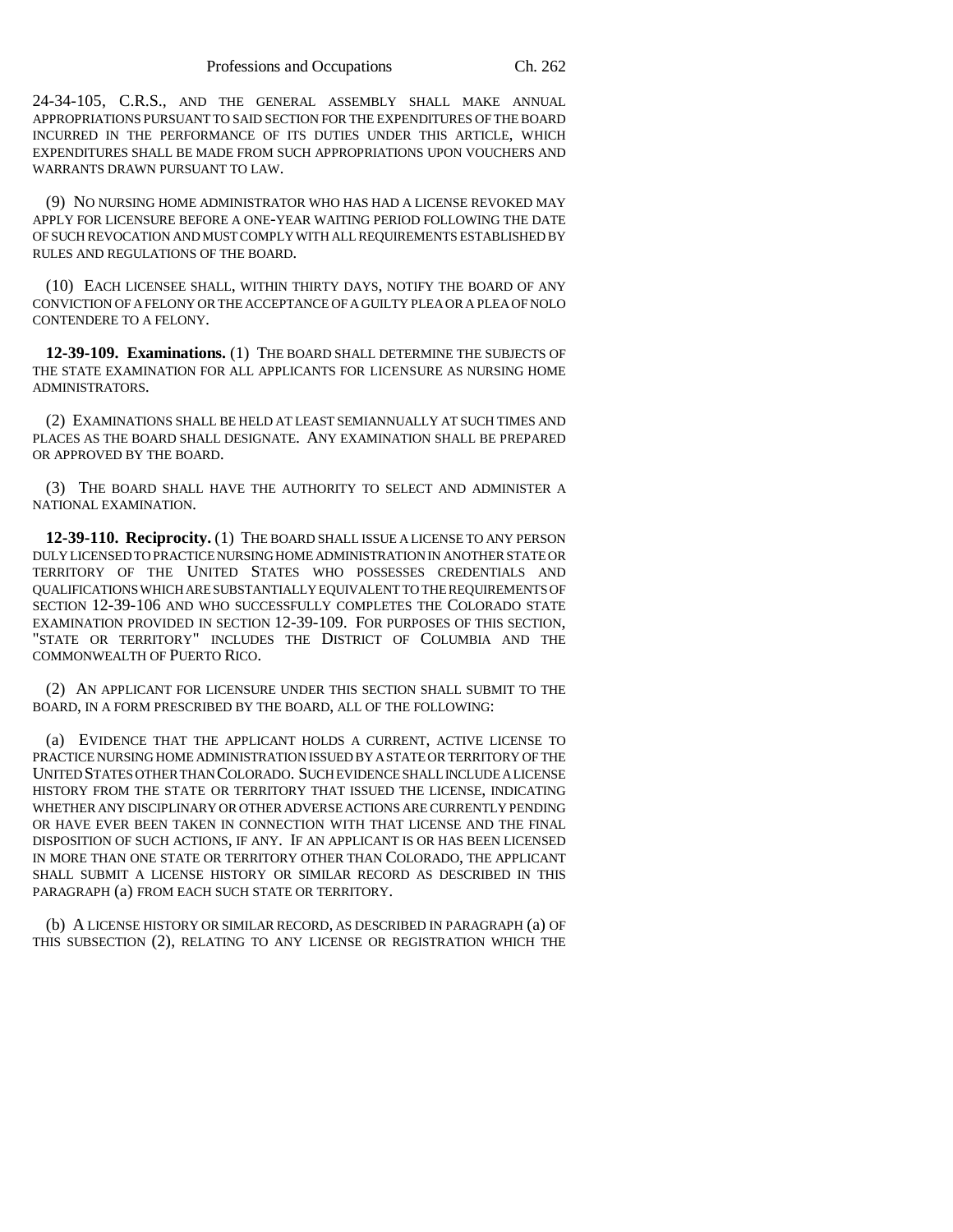24-34-105, C.R.S., AND THE GENERAL ASSEMBLY SHALL MAKE ANNUAL APPROPRIATIONS PURSUANT TO SAID SECTION FOR THE EXPENDITURES OF THE BOARD INCURRED IN THE PERFORMANCE OF ITS DUTIES UNDER THIS ARTICLE, WHICH EXPENDITURES SHALL BE MADE FROM SUCH APPROPRIATIONS UPON VOUCHERS AND WARRANTS DRAWN PURSUANT TO LAW.

(9) NO NURSING HOME ADMINISTRATOR WHO HAS HAD A LICENSE REVOKED MAY APPLY FOR LICENSURE BEFORE A ONE-YEAR WAITING PERIOD FOLLOWING THE DATE OF SUCH REVOCATION AND MUST COMPLY WITH ALL REQUIREMENTS ESTABLISHED BY RULES AND REGULATIONS OF THE BOARD.

(10) EACH LICENSEE SHALL, WITHIN THIRTY DAYS, NOTIFY THE BOARD OF ANY CONVICTION OF A FELONY OR THE ACCEPTANCE OF A GUILTY PLEA OR A PLEA OF NOLO CONTENDERE TO A FELONY.

**12-39-109. Examinations.** (1) THE BOARD SHALL DETERMINE THE SUBJECTS OF THE STATE EXAMINATION FOR ALL APPLICANTS FOR LICENSURE AS NURSING HOME ADMINISTRATORS.

(2) EXAMINATIONS SHALL BE HELD AT LEAST SEMIANNUALLY AT SUCH TIMES AND PLACES AS THE BOARD SHALL DESIGNATE. ANY EXAMINATION SHALL BE PREPARED OR APPROVED BY THE BOARD.

(3) THE BOARD SHALL HAVE THE AUTHORITY TO SELECT AND ADMINISTER A NATIONAL EXAMINATION.

**12-39-110. Reciprocity.** (1) THE BOARD SHALL ISSUE A LICENSE TO ANY PERSON DULY LICENSED TO PRACTICE NURSING HOME ADMINISTRATION IN ANOTHER STATE OR TERRITORY OF THE UNITED STATES WHO POSSESSES CREDENTIALS AND QUALIFICATIONS WHICH ARE SUBSTANTIALLY EQUIVALENT TO THE REQUIREMENTS OF SECTION 12-39-106 AND WHO SUCCESSFULLY COMPLETES THE COLORADO STATE EXAMINATION PROVIDED IN SECTION 12-39-109. FOR PURPOSES OF THIS SECTION, "STATE OR TERRITORY" INCLUDES THE DISTRICT OF COLUMBIA AND THE COMMONWEALTH OF PUERTO RICO.

(2) AN APPLICANT FOR LICENSURE UNDER THIS SECTION SHALL SUBMIT TO THE BOARD, IN A FORM PRESCRIBED BY THE BOARD, ALL OF THE FOLLOWING:

(a) EVIDENCE THAT THE APPLICANT HOLDS A CURRENT, ACTIVE LICENSE TO PRACTICE NURSING HOME ADMINISTRATION ISSUED BY A STATE OR TERRITORY OF THE UNITED STATES OTHER THAN COLORADO. SUCH EVIDENCE SHALL INCLUDE A LICENSE HISTORY FROM THE STATE OR TERRITORY THAT ISSUED THE LICENSE, INDICATING WHETHER ANY DISCIPLINARY OR OTHER ADVERSE ACTIONS ARE CURRENTLY PENDING OR HAVE EVER BEEN TAKEN IN CONNECTION WITH THAT LICENSE AND THE FINAL DISPOSITION OF SUCH ACTIONS, IF ANY. IF AN APPLICANT IS OR HAS BEEN LICENSED IN MORE THAN ONE STATE OR TERRITORY OTHER THAN COLORADO, THE APPLICANT SHALL SUBMIT A LICENSE HISTORY OR SIMILAR RECORD AS DESCRIBED IN THIS PARAGRAPH (a) FROM EACH SUCH STATE OR TERRITORY.

(b) A LICENSE HISTORY OR SIMILAR RECORD, AS DESCRIBED IN PARAGRAPH (a) OF THIS SUBSECTION (2), RELATING TO ANY LICENSE OR REGISTRATION WHICH THE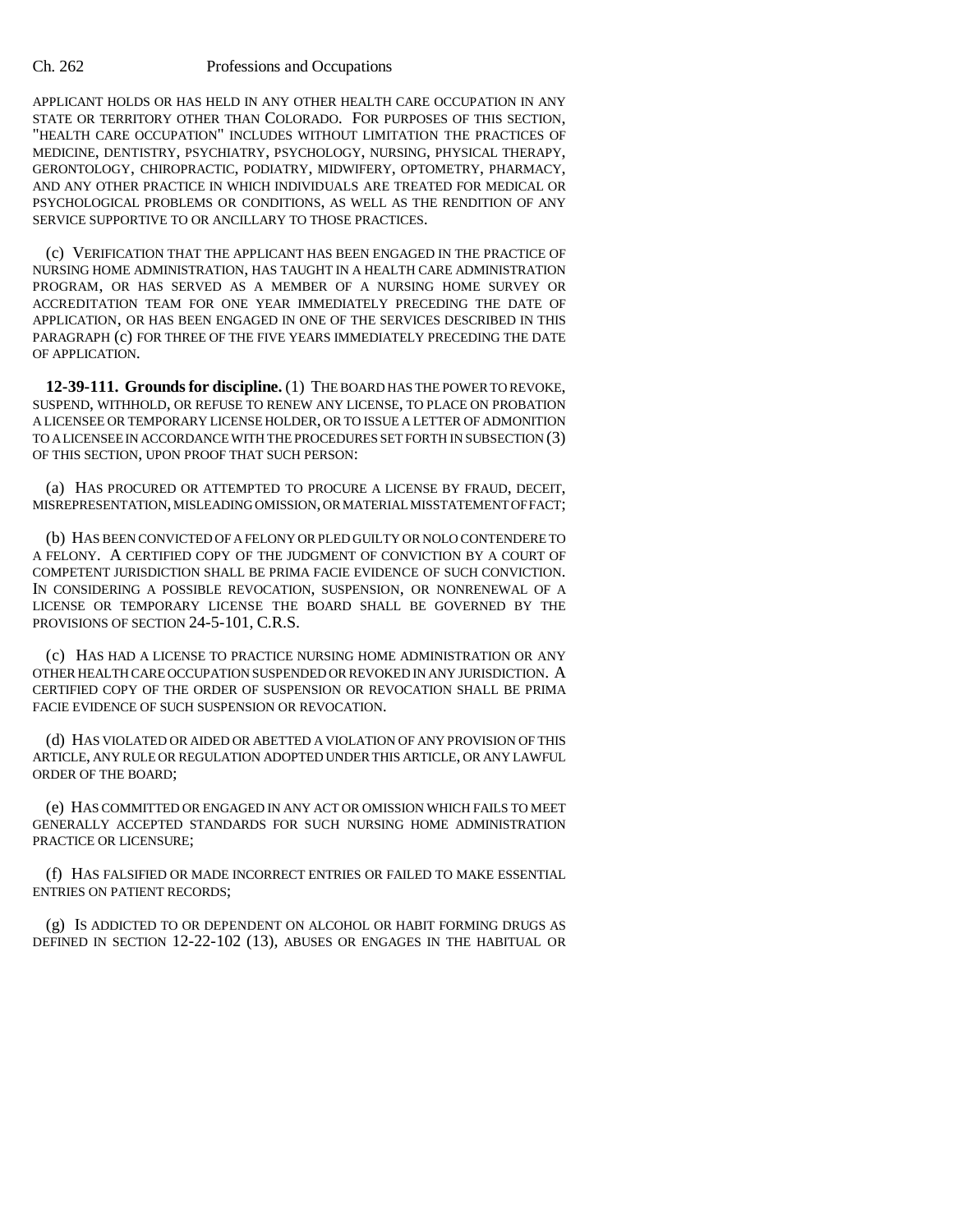APPLICANT HOLDS OR HAS HELD IN ANY OTHER HEALTH CARE OCCUPATION IN ANY STATE OR TERRITORY OTHER THAN COLORADO. FOR PURPOSES OF THIS SECTION, "HEALTH CARE OCCUPATION" INCLUDES WITHOUT LIMITATION THE PRACTICES OF MEDICINE, DENTISTRY, PSYCHIATRY, PSYCHOLOGY, NURSING, PHYSICAL THERAPY, GERONTOLOGY, CHIROPRACTIC, PODIATRY, MIDWIFERY, OPTOMETRY, PHARMACY, AND ANY OTHER PRACTICE IN WHICH INDIVIDUALS ARE TREATED FOR MEDICAL OR PSYCHOLOGICAL PROBLEMS OR CONDITIONS, AS WELL AS THE RENDITION OF ANY SERVICE SUPPORTIVE TO OR ANCILLARY TO THOSE PRACTICES.

(c) VERIFICATION THAT THE APPLICANT HAS BEEN ENGAGED IN THE PRACTICE OF NURSING HOME ADMINISTRATION, HAS TAUGHT IN A HEALTH CARE ADMINISTRATION PROGRAM, OR HAS SERVED AS A MEMBER OF A NURSING HOME SURVEY OR ACCREDITATION TEAM FOR ONE YEAR IMMEDIATELY PRECEDING THE DATE OF APPLICATION, OR HAS BEEN ENGAGED IN ONE OF THE SERVICES DESCRIBED IN THIS PARAGRAPH (c) FOR THREE OF THE FIVE YEARS IMMEDIATELY PRECEDING THE DATE OF APPLICATION.

**12-39-111. Grounds for discipline.** (1) THE BOARD HAS THE POWER TO REVOKE, SUSPEND, WITHHOLD, OR REFUSE TO RENEW ANY LICENSE, TO PLACE ON PROBATION A LICENSEE OR TEMPORARY LICENSE HOLDER, OR TO ISSUE A LETTER OF ADMONITION TO A LICENSEE IN ACCORDANCE WITH THE PROCEDURES SET FORTH IN SUBSECTION (3) OF THIS SECTION, UPON PROOF THAT SUCH PERSON:

(a) HAS PROCURED OR ATTEMPTED TO PROCURE A LICENSE BY FRAUD, DECEIT, MISREPRESENTATION, MISLEADING OMISSION, OR MATERIAL MISSTATEMENT OF FACT;

(b) HAS BEEN CONVICTED OF A FELONY OR PLED GUILTY OR NOLO CONTENDERE TO A FELONY. A CERTIFIED COPY OF THE JUDGMENT OF CONVICTION BY A COURT OF COMPETENT JURISDICTION SHALL BE PRIMA FACIE EVIDENCE OF SUCH CONVICTION. IN CONSIDERING A POSSIBLE REVOCATION, SUSPENSION, OR NONRENEWAL OF A LICENSE OR TEMPORARY LICENSE THE BOARD SHALL BE GOVERNED BY THE PROVISIONS OF SECTION 24-5-101, C.R.S.

(c) HAS HAD A LICENSE TO PRACTICE NURSING HOME ADMINISTRATION OR ANY OTHER HEALTH CARE OCCUPATION SUSPENDED OR REVOKED IN ANY JURISDICTION. A CERTIFIED COPY OF THE ORDER OF SUSPENSION OR REVOCATION SHALL BE PRIMA FACIE EVIDENCE OF SUCH SUSPENSION OR REVOCATION.

(d) HAS VIOLATED OR AIDED OR ABETTED A VIOLATION OF ANY PROVISION OF THIS ARTICLE, ANY RULE OR REGULATION ADOPTED UNDER THIS ARTICLE, OR ANY LAWFUL ORDER OF THE BOARD;

(e) HAS COMMITTED OR ENGAGED IN ANY ACT OR OMISSION WHICH FAILS TO MEET GENERALLY ACCEPTED STANDARDS FOR SUCH NURSING HOME ADMINISTRATION PRACTICE OR LICENSURE;

(f) HAS FALSIFIED OR MADE INCORRECT ENTRIES OR FAILED TO MAKE ESSENTIAL ENTRIES ON PATIENT RECORDS;

(g) IS ADDICTED TO OR DEPENDENT ON ALCOHOL OR HABIT FORMING DRUGS AS DEFINED IN SECTION 12-22-102 (13), ABUSES OR ENGAGES IN THE HABITUAL OR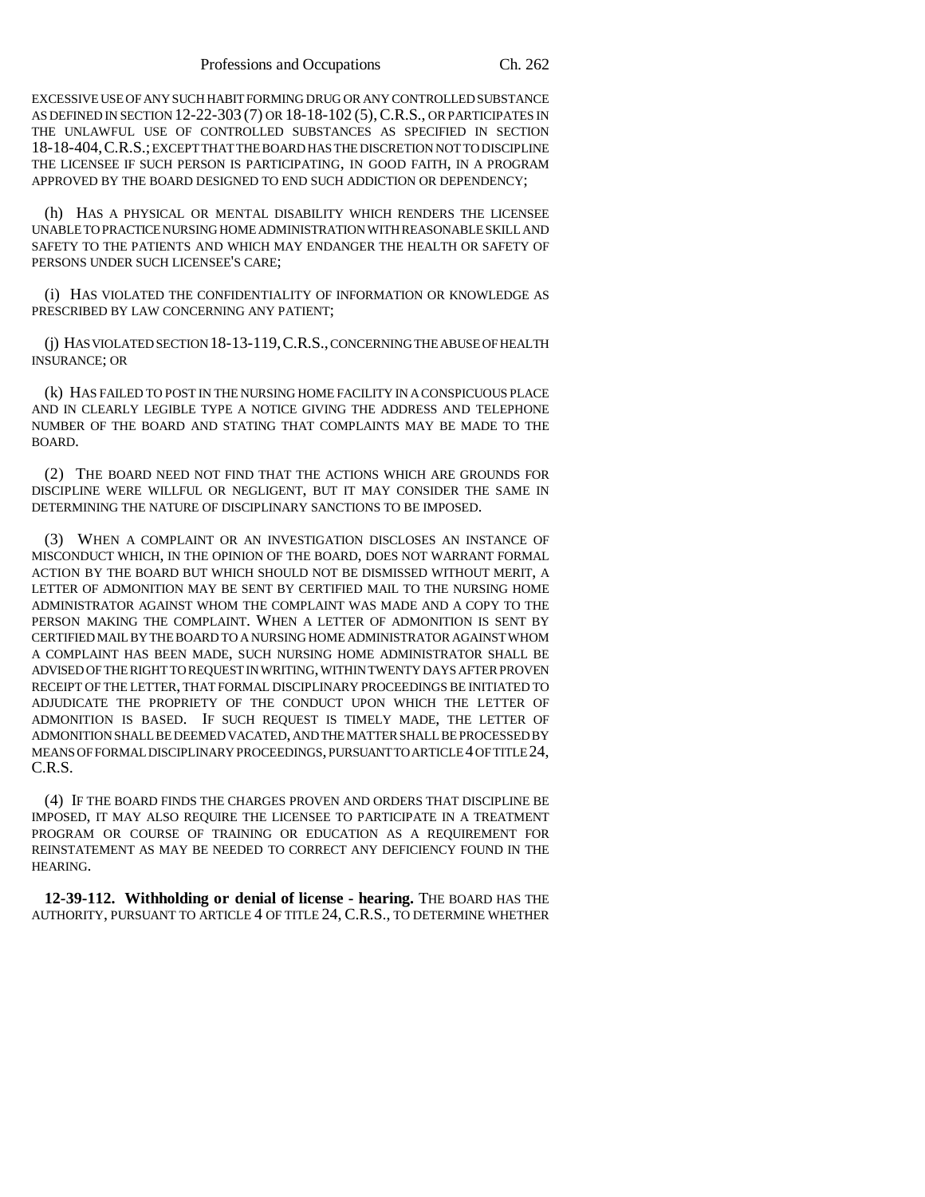EXCESSIVE USE OF ANY SUCH HABIT FORMING DRUG OR ANY CONTROLLED SUBSTANCE AS DEFINED IN SECTION 12-22-303 (7) OR 18-18-102 (5), C.R.S., OR PARTICIPATES IN THE UNLAWFUL USE OF CONTROLLED SUBSTANCES AS SPECIFIED IN SECTION 18-18-404, C.R.S.; EXCEPT THAT THE BOARD HAS THE DISCRETION NOT TO DISCIPLINE THE LICENSEE IF SUCH PERSON IS PARTICIPATING, IN GOOD FAITH, IN A PROGRAM APPROVED BY THE BOARD DESIGNED TO END SUCH ADDICTION OR DEPENDENCY;

(h) HAS A PHYSICAL OR MENTAL DISABILITY WHICH RENDERS THE LICENSEE UNABLE TO PRACTICE NURSING HOME ADMINISTRATION WITH REASONABLE SKILL AND SAFETY TO THE PATIENTS AND WHICH MAY ENDANGER THE HEALTH OR SAFETY OF PERSONS UNDER SUCH LICENSEE'S CARE;

(i) HAS VIOLATED THE CONFIDENTIALITY OF INFORMATION OR KNOWLEDGE AS PRESCRIBED BY LAW CONCERNING ANY PATIENT;

(j) HAS VIOLATED SECTION 18-13-119, C.R.S., CONCERNING THE ABUSE OF HEALTH INSURANCE; OR

(k) HAS FAILED TO POST IN THE NURSING HOME FACILITY IN A CONSPICUOUS PLACE AND IN CLEARLY LEGIBLE TYPE A NOTICE GIVING THE ADDRESS AND TELEPHONE NUMBER OF THE BOARD AND STATING THAT COMPLAINTS MAY BE MADE TO THE BOARD.

(2) THE BOARD NEED NOT FIND THAT THE ACTIONS WHICH ARE GROUNDS FOR DISCIPLINE WERE WILLFUL OR NEGLIGENT, BUT IT MAY CONSIDER THE SAME IN DETERMINING THE NATURE OF DISCIPLINARY SANCTIONS TO BE IMPOSED.

(3) WHEN A COMPLAINT OR AN INVESTIGATION DISCLOSES AN INSTANCE OF MISCONDUCT WHICH, IN THE OPINION OF THE BOARD, DOES NOT WARRANT FORMAL ACTION BY THE BOARD BUT WHICH SHOULD NOT BE DISMISSED WITHOUT MERIT, A LETTER OF ADMONITION MAY BE SENT BY CERTIFIED MAIL TO THE NURSING HOME ADMINISTRATOR AGAINST WHOM THE COMPLAINT WAS MADE AND A COPY TO THE PERSON MAKING THE COMPLAINT. WHEN A LETTER OF ADMONITION IS SENT BY CERTIFIED MAIL BY THE BOARD TO A NURSING HOME ADMINISTRATOR AGAINST WHOM A COMPLAINT HAS BEEN MADE, SUCH NURSING HOME ADMINISTRATOR SHALL BE ADVISED OF THE RIGHT TO REQUEST IN WRITING, WITHIN TWENTY DAYS AFTER PROVEN RECEIPT OF THE LETTER, THAT FORMAL DISCIPLINARY PROCEEDINGS BE INITIATED TO ADJUDICATE THE PROPRIETY OF THE CONDUCT UPON WHICH THE LETTER OF ADMONITION IS BASED. IF SUCH REQUEST IS TIMELY MADE, THE LETTER OF ADMONITION SHALL BE DEEMED VACATED, AND THE MATTER SHALL BE PROCESSED BY MEANS OF FORMAL DISCIPLINARY PROCEEDINGS, PURSUANT TO ARTICLE 4 OF TITLE 24, C.R.S.

(4) IF THE BOARD FINDS THE CHARGES PROVEN AND ORDERS THAT DISCIPLINE BE IMPOSED, IT MAY ALSO REQUIRE THE LICENSEE TO PARTICIPATE IN A TREATMENT PROGRAM OR COURSE OF TRAINING OR EDUCATION AS A REQUIREMENT FOR REINSTATEMENT AS MAY BE NEEDED TO CORRECT ANY DEFICIENCY FOUND IN THE HEARING.

**12-39-112. Withholding or denial of license - hearing.** THE BOARD HAS THE AUTHORITY, PURSUANT TO ARTICLE 4 OF TITLE 24, C.R.S., TO DETERMINE WHETHER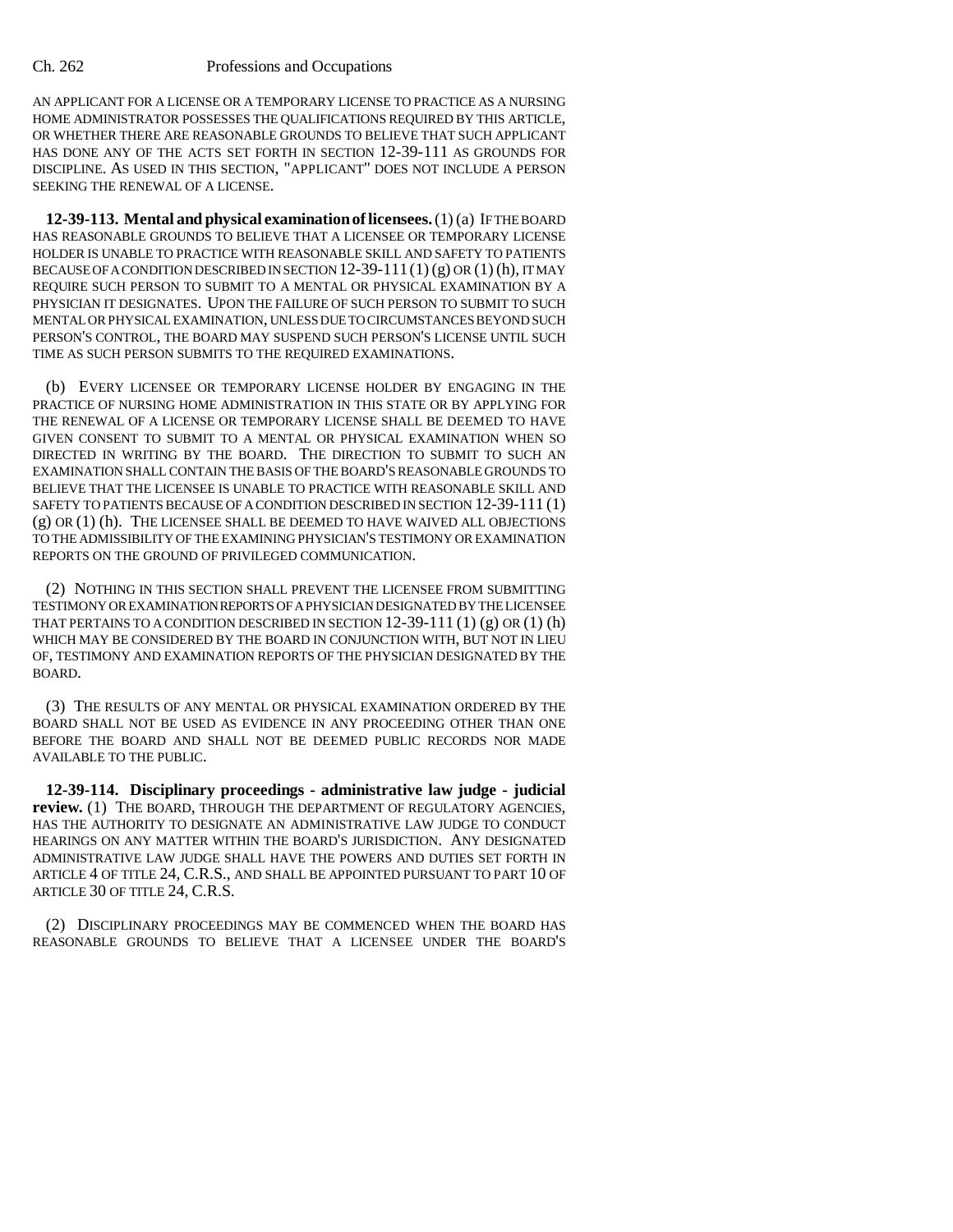AN APPLICANT FOR A LICENSE OR A TEMPORARY LICENSE TO PRACTICE AS A NURSING HOME ADMINISTRATOR POSSESSES THE QUALIFICATIONS REQUIRED BY THIS ARTICLE, OR WHETHER THERE ARE REASONABLE GROUNDS TO BELIEVE THAT SUCH APPLICANT HAS DONE ANY OF THE ACTS SET FORTH IN SECTION 12-39-111 AS GROUNDS FOR DISCIPLINE. AS USED IN THIS SECTION, "APPLICANT" DOES NOT INCLUDE A PERSON SEEKING THE RENEWAL OF A LICENSE.

**12-39-113. Mental and physical examination of licensees.** (1) (a) IF THE BOARD HAS REASONABLE GROUNDS TO BELIEVE THAT A LICENSEE OR TEMPORARY LICENSE HOLDER IS UNABLE TO PRACTICE WITH REASONABLE SKILL AND SAFETY TO PATIENTS BECAUSE OF A CONDITION DESCRIBED IN SECTION 12-39-111 (1) (g) OR (1) (h), IT MAY REQUIRE SUCH PERSON TO SUBMIT TO A MENTAL OR PHYSICAL EXAMINATION BY A PHYSICIAN IT DESIGNATES. UPON THE FAILURE OF SUCH PERSON TO SUBMIT TO SUCH MENTAL OR PHYSICAL EXAMINATION, UNLESS DUE TO CIRCUMSTANCES BEYOND SUCH PERSON'S CONTROL, THE BOARD MAY SUSPEND SUCH PERSON'S LICENSE UNTIL SUCH TIME AS SUCH PERSON SUBMITS TO THE REQUIRED EXAMINATIONS.

(b) EVERY LICENSEE OR TEMPORARY LICENSE HOLDER BY ENGAGING IN THE PRACTICE OF NURSING HOME ADMINISTRATION IN THIS STATE OR BY APPLYING FOR THE RENEWAL OF A LICENSE OR TEMPORARY LICENSE SHALL BE DEEMED TO HAVE GIVEN CONSENT TO SUBMIT TO A MENTAL OR PHYSICAL EXAMINATION WHEN SO DIRECTED IN WRITING BY THE BOARD. THE DIRECTION TO SUBMIT TO SUCH AN EXAMINATION SHALL CONTAIN THE BASIS OF THE BOARD'S REASONABLE GROUNDS TO BELIEVE THAT THE LICENSEE IS UNABLE TO PRACTICE WITH REASONABLE SKILL AND SAFETY TO PATIENTS BECAUSE OF A CONDITION DESCRIBED IN SECTION 12-39-111 (1) (g) OR (1) (h). THE LICENSEE SHALL BE DEEMED TO HAVE WAIVED ALL OBJECTIONS TO THE ADMISSIBILITY OF THE EXAMINING PHYSICIAN'S TESTIMONY OR EXAMINATION REPORTS ON THE GROUND OF PRIVILEGED COMMUNICATION.

(2) NOTHING IN THIS SECTION SHALL PREVENT THE LICENSEE FROM SUBMITTING TESTIMONY OR EXAMINATION REPORTS OF A PHYSICIAN DESIGNATED BY THE LICENSEE THAT PERTAINS TO A CONDITION DESCRIBED IN SECTION 12-39-111 (1) (g) OR (1) (h) WHICH MAY BE CONSIDERED BY THE BOARD IN CONJUNCTION WITH, BUT NOT IN LIEU OF, TESTIMONY AND EXAMINATION REPORTS OF THE PHYSICIAN DESIGNATED BY THE BOARD.

(3) THE RESULTS OF ANY MENTAL OR PHYSICAL EXAMINATION ORDERED BY THE BOARD SHALL NOT BE USED AS EVIDENCE IN ANY PROCEEDING OTHER THAN ONE BEFORE THE BOARD AND SHALL NOT BE DEEMED PUBLIC RECORDS NOR MADE AVAILABLE TO THE PUBLIC.

**12-39-114. Disciplinary proceedings - administrative law judge - judicial review.** (1) THE BOARD, THROUGH THE DEPARTMENT OF REGULATORY AGENCIES, HAS THE AUTHORITY TO DESIGNATE AN ADMINISTRATIVE LAW JUDGE TO CONDUCT HEARINGS ON ANY MATTER WITHIN THE BOARD'S JURISDICTION. ANY DESIGNATED ADMINISTRATIVE LAW JUDGE SHALL HAVE THE POWERS AND DUTIES SET FORTH IN ARTICLE 4 OF TITLE 24, C.R.S., AND SHALL BE APPOINTED PURSUANT TO PART 10 OF ARTICLE 30 OF TITLE 24, C.R.S.

(2) DISCIPLINARY PROCEEDINGS MAY BE COMMENCED WHEN THE BOARD HAS REASONABLE GROUNDS TO BELIEVE THAT A LICENSEE UNDER THE BOARD'S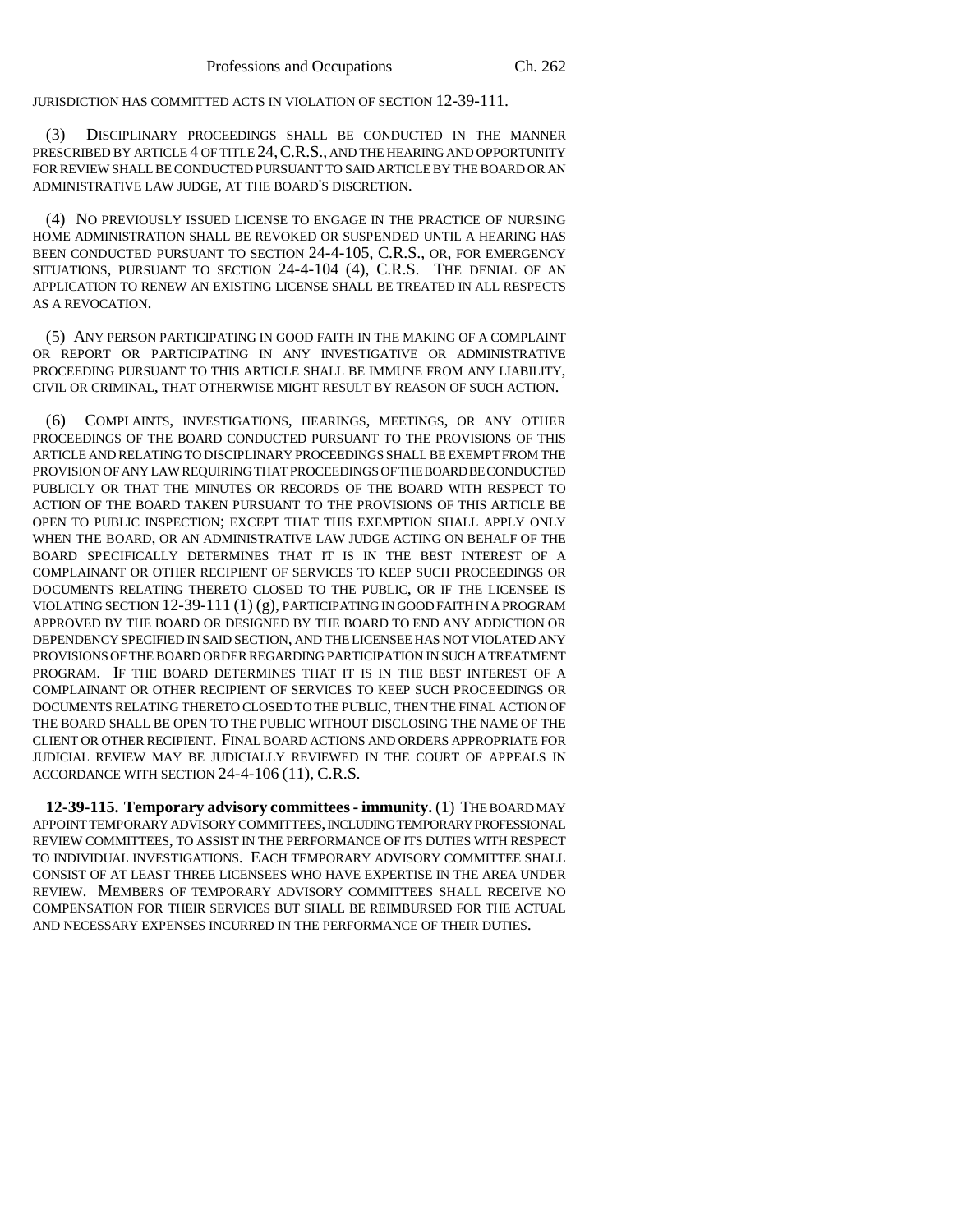JURISDICTION HAS COMMITTED ACTS IN VIOLATION OF SECTION 12-39-111.

(3) DISCIPLINARY PROCEEDINGS SHALL BE CONDUCTED IN THE MANNER PRESCRIBED BY ARTICLE 4 OF TITLE 24, C.R.S., AND THE HEARING AND OPPORTUNITY FOR REVIEW SHALL BE CONDUCTED PURSUANT TO SAID ARTICLE BY THE BOARD OR AN ADMINISTRATIVE LAW JUDGE, AT THE BOARD'S DISCRETION.

(4) NO PREVIOUSLY ISSUED LICENSE TO ENGAGE IN THE PRACTICE OF NURSING HOME ADMINISTRATION SHALL BE REVOKED OR SUSPENDED UNTIL A HEARING HAS BEEN CONDUCTED PURSUANT TO SECTION 24-4-105, C.R.S., OR, FOR EMERGENCY SITUATIONS, PURSUANT TO SECTION 24-4-104 (4), C.R.S. THE DENIAL OF AN APPLICATION TO RENEW AN EXISTING LICENSE SHALL BE TREATED IN ALL RESPECTS AS A REVOCATION.

(5) ANY PERSON PARTICIPATING IN GOOD FAITH IN THE MAKING OF A COMPLAINT OR REPORT OR PARTICIPATING IN ANY INVESTIGATIVE OR ADMINISTRATIVE PROCEEDING PURSUANT TO THIS ARTICLE SHALL BE IMMUNE FROM ANY LIABILITY, CIVIL OR CRIMINAL, THAT OTHERWISE MIGHT RESULT BY REASON OF SUCH ACTION.

(6) COMPLAINTS, INVESTIGATIONS, HEARINGS, MEETINGS, OR ANY OTHER PROCEEDINGS OF THE BOARD CONDUCTED PURSUANT TO THE PROVISIONS OF THIS ARTICLE AND RELATING TO DISCIPLINARY PROCEEDINGS SHALL BE EXEMPT FROM THE PROVISION OF ANY LAW REQUIRING THAT PROCEEDINGS OF THE BOARD BE CONDUCTED PUBLICLY OR THAT THE MINUTES OR RECORDS OF THE BOARD WITH RESPECT TO ACTION OF THE BOARD TAKEN PURSUANT TO THE PROVISIONS OF THIS ARTICLE BE OPEN TO PUBLIC INSPECTION; EXCEPT THAT THIS EXEMPTION SHALL APPLY ONLY WHEN THE BOARD, OR AN ADMINISTRATIVE LAW JUDGE ACTING ON BEHALF OF THE BOARD SPECIFICALLY DETERMINES THAT IT IS IN THE BEST INTEREST OF A COMPLAINANT OR OTHER RECIPIENT OF SERVICES TO KEEP SUCH PROCEEDINGS OR DOCUMENTS RELATING THERETO CLOSED TO THE PUBLIC, OR IF THE LICENSEE IS VIOLATING SECTION 12-39-111 (1) (g), PARTICIPATING IN GOOD FAITH IN A PROGRAM APPROVED BY THE BOARD OR DESIGNED BY THE BOARD TO END ANY ADDICTION OR DEPENDENCY SPECIFIED IN SAID SECTION, AND THE LICENSEE HAS NOT VIOLATED ANY PROVISIONS OF THE BOARD ORDER REGARDING PARTICIPATION IN SUCH A TREATMENT PROGRAM. IF THE BOARD DETERMINES THAT IT IS IN THE BEST INTEREST OF A COMPLAINANT OR OTHER RECIPIENT OF SERVICES TO KEEP SUCH PROCEEDINGS OR DOCUMENTS RELATING THERETO CLOSED TO THE PUBLIC, THEN THE FINAL ACTION OF THE BOARD SHALL BE OPEN TO THE PUBLIC WITHOUT DISCLOSING THE NAME OF THE CLIENT OR OTHER RECIPIENT. FINAL BOARD ACTIONS AND ORDERS APPROPRIATE FOR JUDICIAL REVIEW MAY BE JUDICIALLY REVIEWED IN THE COURT OF APPEALS IN ACCORDANCE WITH SECTION 24-4-106 (11), C.R.S.

**12-39-115. Temporary advisory committees - immunity.** (1) THE BOARD MAY APPOINT TEMPORARY ADVISORY COMMITTEES, INCLUDING TEMPORARY PROFESSIONAL REVIEW COMMITTEES, TO ASSIST IN THE PERFORMANCE OF ITS DUTIES WITH RESPECT TO INDIVIDUAL INVESTIGATIONS. EACH TEMPORARY ADVISORY COMMITTEE SHALL CONSIST OF AT LEAST THREE LICENSEES WHO HAVE EXPERTISE IN THE AREA UNDER REVIEW. MEMBERS OF TEMPORARY ADVISORY COMMITTEES SHALL RECEIVE NO COMPENSATION FOR THEIR SERVICES BUT SHALL BE REIMBURSED FOR THE ACTUAL AND NECESSARY EXPENSES INCURRED IN THE PERFORMANCE OF THEIR DUTIES.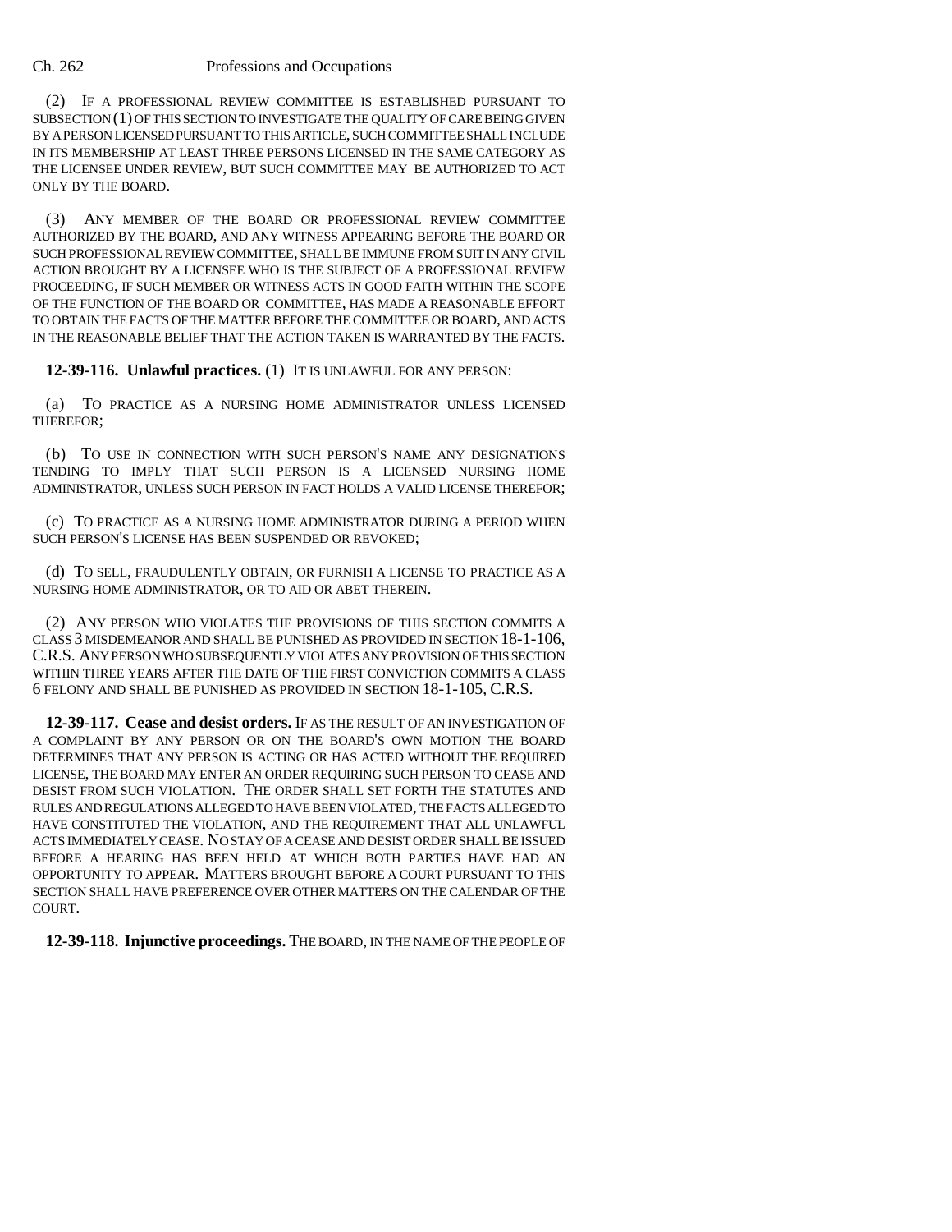(2) IF A PROFESSIONAL REVIEW COMMITTEE IS ESTABLISHED PURSUANT TO SUBSECTION (1) OF THIS SECTION TO INVESTIGATE THE QUALITY OF CARE BEING GIVEN BY A PERSON LICENSED PURSUANT TO THIS ARTICLE, SUCH COMMITTEE SHALL INCLUDE IN ITS MEMBERSHIP AT LEAST THREE PERSONS LICENSED IN THE SAME CATEGORY AS THE LICENSEE UNDER REVIEW, BUT SUCH COMMITTEE MAY BE AUTHORIZED TO ACT ONLY BY THE BOARD.

(3) ANY MEMBER OF THE BOARD OR PROFESSIONAL REVIEW COMMITTEE AUTHORIZED BY THE BOARD, AND ANY WITNESS APPEARING BEFORE THE BOARD OR SUCH PROFESSIONAL REVIEW COMMITTEE, SHALL BE IMMUNE FROM SUIT IN ANY CIVIL ACTION BROUGHT BY A LICENSEE WHO IS THE SUBJECT OF A PROFESSIONAL REVIEW PROCEEDING, IF SUCH MEMBER OR WITNESS ACTS IN GOOD FAITH WITHIN THE SCOPE OF THE FUNCTION OF THE BOARD OR COMMITTEE, HAS MADE A REASONABLE EFFORT TO OBTAIN THE FACTS OF THE MATTER BEFORE THE COMMITTEE OR BOARD, AND ACTS IN THE REASONABLE BELIEF THAT THE ACTION TAKEN IS WARRANTED BY THE FACTS.

**12-39-116. Unlawful practices.** (1) IT IS UNLAWFUL FOR ANY PERSON:

(a) TO PRACTICE AS A NURSING HOME ADMINISTRATOR UNLESS LICENSED THEREFOR;

(b) TO USE IN CONNECTION WITH SUCH PERSON'S NAME ANY DESIGNATIONS TENDING TO IMPLY THAT SUCH PERSON IS A LICENSED NURSING HOME ADMINISTRATOR, UNLESS SUCH PERSON IN FACT HOLDS A VALID LICENSE THEREFOR;

(c) TO PRACTICE AS A NURSING HOME ADMINISTRATOR DURING A PERIOD WHEN SUCH PERSON'S LICENSE HAS BEEN SUSPENDED OR REVOKED;

(d) TO SELL, FRAUDULENTLY OBTAIN, OR FURNISH A LICENSE TO PRACTICE AS A NURSING HOME ADMINISTRATOR, OR TO AID OR ABET THEREIN.

(2) ANY PERSON WHO VIOLATES THE PROVISIONS OF THIS SECTION COMMITS A CLASS 3 MISDEMEANOR AND SHALL BE PUNISHED AS PROVIDED IN SECTION 18-1-106, C.R.S. ANY PERSON WHO SUBSEQUENTLY VIOLATES ANY PROVISION OF THIS SECTION WITHIN THREE YEARS AFTER THE DATE OF THE FIRST CONVICTION COMMITS A CLASS 6 FELONY AND SHALL BE PUNISHED AS PROVIDED IN SECTION 18-1-105, C.R.S.

**12-39-117. Cease and desist orders.** IF AS THE RESULT OF AN INVESTIGATION OF A COMPLAINT BY ANY PERSON OR ON THE BOARD'S OWN MOTION THE BOARD DETERMINES THAT ANY PERSON IS ACTING OR HAS ACTED WITHOUT THE REQUIRED LICENSE, THE BOARD MAY ENTER AN ORDER REQUIRING SUCH PERSON TO CEASE AND DESIST FROM SUCH VIOLATION. THE ORDER SHALL SET FORTH THE STATUTES AND RULES AND REGULATIONS ALLEGED TO HAVE BEEN VIOLATED, THE FACTS ALLEGED TO HAVE CONSTITUTED THE VIOLATION, AND THE REQUIREMENT THAT ALL UNLAWFUL ACTS IMMEDIATELY CEASE. NO STAY OF A CEASE AND DESIST ORDER SHALL BE ISSUED BEFORE A HEARING HAS BEEN HELD AT WHICH BOTH PARTIES HAVE HAD AN OPPORTUNITY TO APPEAR. MATTERS BROUGHT BEFORE A COURT PURSUANT TO THIS SECTION SHALL HAVE PREFERENCE OVER OTHER MATTERS ON THE CALENDAR OF THE COURT.

**12-39-118. Injunctive proceedings.** THE BOARD, IN THE NAME OF THE PEOPLE OF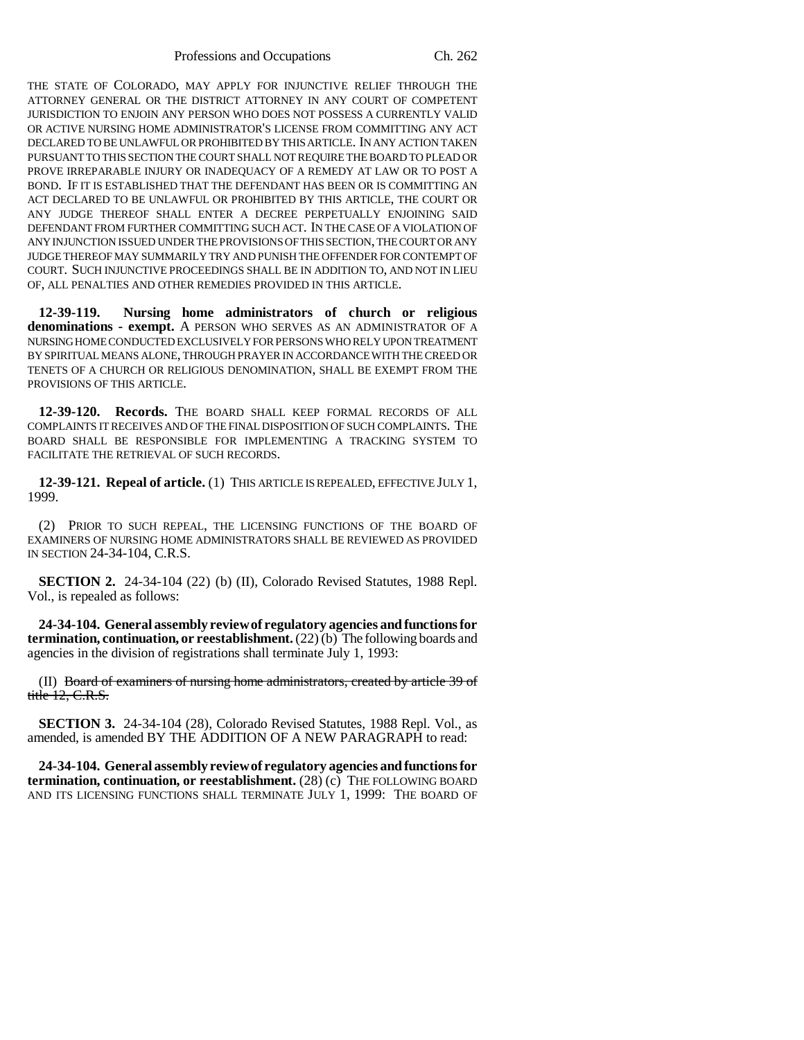THE STATE OF COLORADO, MAY APPLY FOR INJUNCTIVE RELIEF THROUGH THE ATTORNEY GENERAL OR THE DISTRICT ATTORNEY IN ANY COURT OF COMPETENT JURISDICTION TO ENJOIN ANY PERSON WHO DOES NOT POSSESS A CURRENTLY VALID OR ACTIVE NURSING HOME ADMINISTRATOR'S LICENSE FROM COMMITTING ANY ACT DECLARED TO BE UNLAWFUL OR PROHIBITED BY THIS ARTICLE. IN ANY ACTION TAKEN PURSUANT TO THIS SECTION THE COURT SHALL NOT REQUIRE THE BOARD TO PLEAD OR PROVE IRREPARABLE INJURY OR INADEQUACY OF A REMEDY AT LAW OR TO POST A BOND. IF IT IS ESTABLISHED THAT THE DEFENDANT HAS BEEN OR IS COMMITTING AN ACT DECLARED TO BE UNLAWFUL OR PROHIBITED BY THIS ARTICLE, THE COURT OR ANY JUDGE THEREOF SHALL ENTER A DECREE PERPETUALLY ENJOINING SAID DEFENDANT FROM FURTHER COMMITTING SUCH ACT. IN THE CASE OF A VIOLATION OF ANY INJUNCTION ISSUED UNDER THE PROVISIONS OF THIS SECTION, THE COURT OR ANY JUDGE THEREOF MAY SUMMARILY TRY AND PUNISH THE OFFENDER FOR CONTEMPT OF COURT. SUCH INJUNCTIVE PROCEEDINGS SHALL BE IN ADDITION TO, AND NOT IN LIEU OF, ALL PENALTIES AND OTHER REMEDIES PROVIDED IN THIS ARTICLE.

**12-39-119. Nursing home administrators of church or religious denominations - exempt.** A PERSON WHO SERVES AS AN ADMINISTRATOR OF A NURSING HOME CONDUCTED EXCLUSIVELY FOR PERSONS WHO RELY UPON TREATMENT BY SPIRITUAL MEANS ALONE, THROUGH PRAYER IN ACCORDANCE WITH THE CREED OR TENETS OF A CHURCH OR RELIGIOUS DENOMINATION, SHALL BE EXEMPT FROM THE PROVISIONS OF THIS ARTICLE.

**12-39-120. Records.** THE BOARD SHALL KEEP FORMAL RECORDS OF ALL COMPLAINTS IT RECEIVES AND OF THE FINAL DISPOSITION OF SUCH COMPLAINTS. THE BOARD SHALL BE RESPONSIBLE FOR IMPLEMENTING A TRACKING SYSTEM TO FACILITATE THE RETRIEVAL OF SUCH RECORDS.

**12-39-121. Repeal of article.** (1) THIS ARTICLE IS REPEALED, EFFECTIVE JULY 1, 1999.

(2) PRIOR TO SUCH REPEAL, THE LICENSING FUNCTIONS OF THE BOARD OF EXAMINERS OF NURSING HOME ADMINISTRATORS SHALL BE REVIEWED AS PROVIDED IN SECTION 24-34-104, C.R.S.

**SECTION 2.** 24-34-104 (22) (b) (II), Colorado Revised Statutes, 1988 Repl. Vol., is repealed as follows:

**24-34-104. General assembly review of regulatory agencies and functions for termination, continuation, or reestablishment.** (22) (b) The following boards and agencies in the division of registrations shall terminate July 1, 1993:

(II) ~~Board of examiners of nursing home administrators, created by article 39 of title 12, C.R.S.~~

**SECTION 3.** 24-34-104 (28), Colorado Revised Statutes, 1988 Repl. Vol., as amended, is amended BY THE ADDITION OF A NEW PARAGRAPH to read:

**24-34-104. General assembly review of regulatory agencies and functions for termination, continuation, or reestablishment.** (28) (c) THE FOLLOWING BOARD AND ITS LICENSING FUNCTIONS SHALL TERMINATE JULY 1, 1999: THE BOARD OF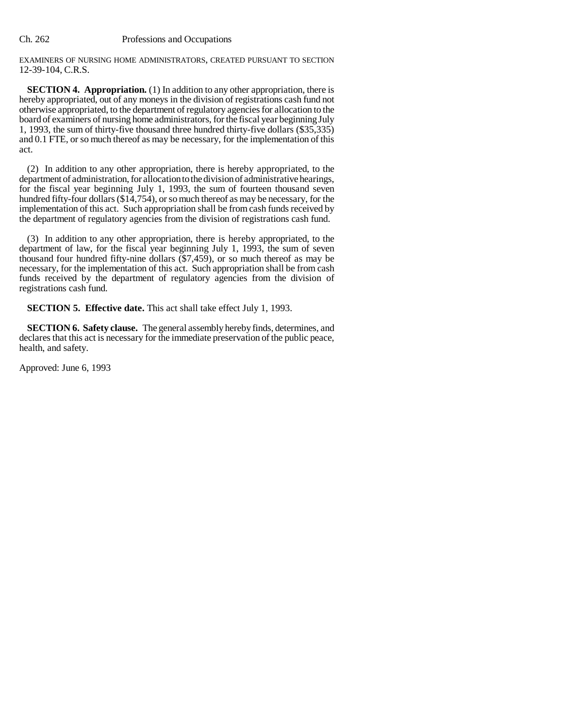EXAMINERS OF NURSING HOME ADMINISTRATORS, CREATED PURSUANT TO SECTION 12-39-104, C.R.S.

**SECTION 4. Appropriation.** (1) In addition to any other appropriation, there is hereby appropriated, out of any moneys in the division of registrations cash fund not otherwise appropriated, to the department of regulatory agencies for allocation to the board of examiners of nursing home administrators, for the fiscal year beginning July 1, 1993, the sum of thirty-five thousand three hundred thirty-five dollars ($35,335) and 0.1 FTE, or so much thereof as may be necessary, for the implementation of this act.

(2) In addition to any other appropriation, there is hereby appropriated, to the department of administration, for allocation to the division of administrative hearings, for the fiscal year beginning July 1, 1993, the sum of fourteen thousand seven hundred fifty-four dollars ($14,754), or so much thereof as may be necessary, for the implementation of this act. Such appropriation shall be from cash funds received by the department of regulatory agencies from the division of registrations cash fund.

(3) In addition to any other appropriation, there is hereby appropriated, to the department of law, for the fiscal year beginning July 1, 1993, the sum of seven thousand four hundred fifty-nine dollars ($7,459), or so much thereof as may be necessary, for the implementation of this act. Such appropriation shall be from cash funds received by the department of regulatory agencies from the division of registrations cash fund.

**SECTION 5. Effective date.** This act shall take effect July 1, 1993.

**SECTION 6. Safety clause.** The general assembly hereby finds, determines, and declares that this act is necessary for the immediate preservation of the public peace, health, and safety.

Approved: June 6, 1993